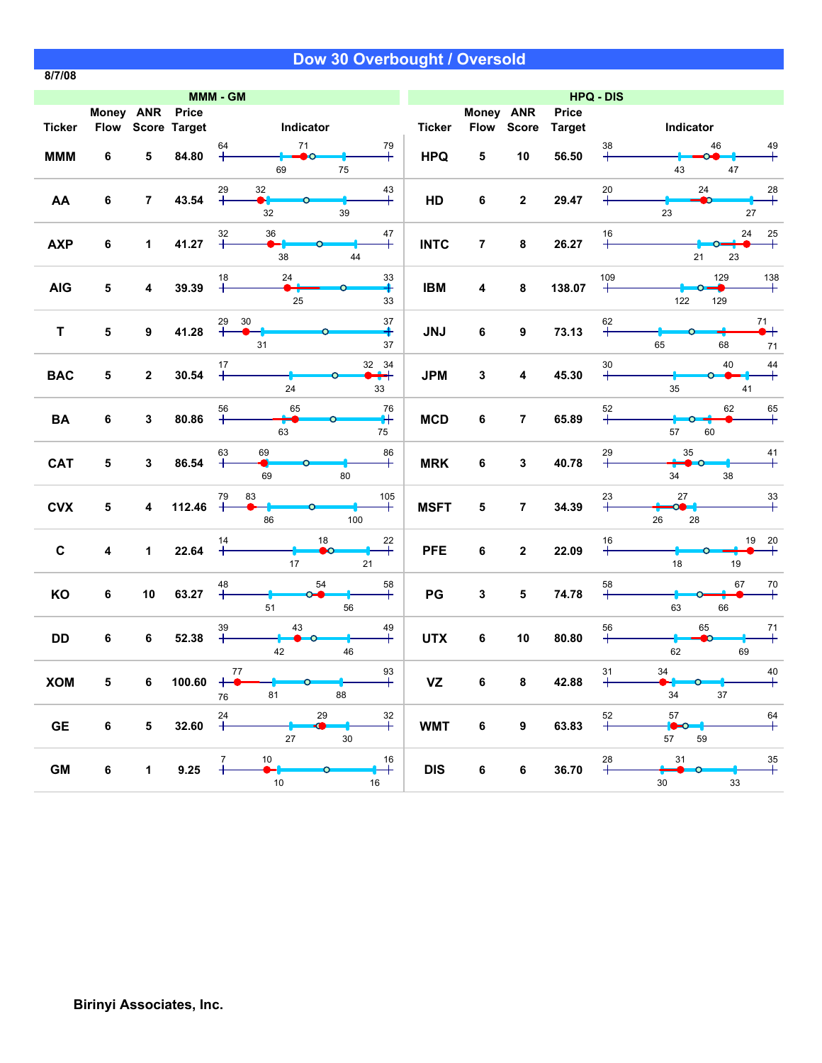# Dow 30 Overbought / Oversold

8/7/08

## MMM - GM

| Ticker | Money Flow | ANR Score | Price Target | Indicator |
|---|---|---|---|---|
| MMM | 6 | 5 | 84.80 | 64 / 71 / 79; 69 / 75 |
| AA | 6 | 7 | 43.54 | 29 / 32 / 43; 32 / 39 |
| AXP | 6 | 1 | 41.27 | 32 / 36 / 47; 38 / 44 |
| AIG | 5 | 4 | 39.39 | 18 / 24 / 33; 25 / 33 |
| T | 5 | 9 | 41.28 | 29 / 30 / 37; 31 / 37 |
| BAC | 5 | 2 | 30.54 | 17 / 32 / 34; 24 / 33 |
| BA | 6 | 3 | 80.86 | 56 / 65 / 76; 63 / 75 |
| CAT | 5 | 3 | 86.54 | 63 / 69 / 86; 69 / 80 |
| CVX | 5 | 4 | 112.46 | 79 / 83 / 105; 86 / 100 |
| C | 4 | 1 | 22.64 | 14 / 18 / 22; 17 / 21 |
| KO | 6 | 10 | 63.27 | 48 / 54 / 58; 51 / 56 |
| DD | 6 | 6 | 52.38 | 39 / 43 / 49; 42 / 46 |
| XOM | 5 | 6 | 100.60 | 77 / 93; 76 / 81 / 88 |
| GE | 6 | 5 | 32.60 | 24 / 29 / 32; 27 / 30 |
| GM | 6 | 1 | 9.25 | 7 / 10 / 16; 10 / 16 |

## HPQ - DIS

| Ticker | Money Flow | ANR Score | Price Target | Indicator |
|---|---|---|---|---|
| HPQ | 5 | 10 | 56.50 | 38 / 46 / 49; 43 / 47 |
| HD | 6 | 2 | 29.47 | 20 / 24 / 28; 23 / 27 |
| INTC | 7 | 8 | 26.27 | 16 / 24 / 25; 21 / 23 |
| IBM | 4 | 8 | 138.07 | 109 / 129 / 138; 122 / 129 |
| JNJ | 6 | 9 | 73.13 | 62 / 71; 65 / 68 / 71 |
| JPM | 3 | 4 | 45.30 | 30 / 40 / 44; 35 / 41 |
| MCD | 6 | 7 | 65.89 | 52 / 62 / 65; 57 / 60 |
| MRK | 6 | 3 | 40.78 | 29 / 35 / 41; 34 / 38 |
| MSFT | 5 | 7 | 34.39 | 23 / 27 / 33; 26 / 28 |
| PFE | 6 | 2 | 22.09 | 16 / 19 / 20; 18 / 19 |
| PG | 3 | 5 | 74.78 | 58 / 67 / 70; 63 / 66 |
| UTX | 6 | 10 | 80.80 | 56 / 65 / 71; 62 / 69 |
| VZ | 6 | 8 | 42.88 | 31 / 34 / 40; 34 / 37 |
| WMT | 6 | 9 | 63.83 | 52 / 57 / 64; 57 / 59 |
| DIS | 6 | 6 | 36.70 | 28 / 31 / 35; 30 / 33 |

Birinyi Associates, Inc.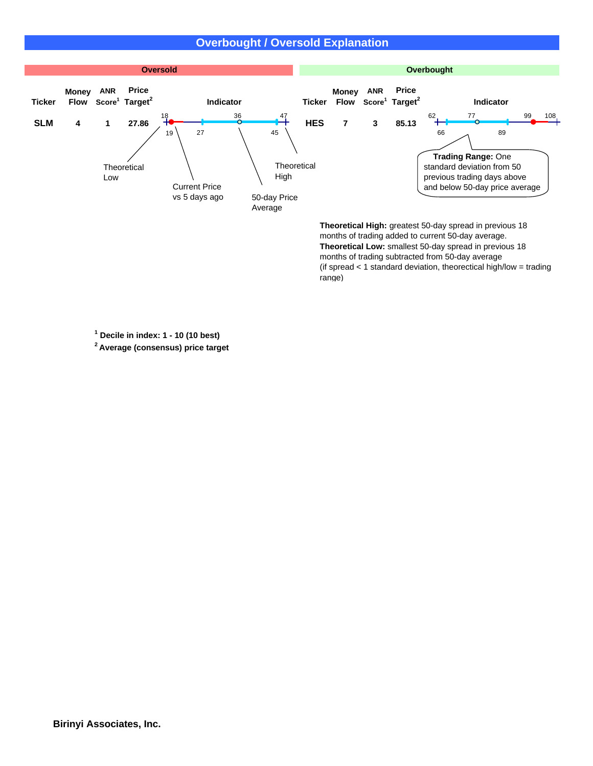# Overbought / Oversold Explanation

## Oversold

| Ticker | Money Flow | ANR Score[1] | Price Target[2] | Indicator |
|---|---|---|---|---|
| SLM | 4 | 1 | 27.86 | |

18
36
47
19
27
45

Theoretical Low

Current Price vs 5 days ago

50-day Price Average

Theoretical High

## Overbought

| Ticker | Money Flow | ANR Score[1] | Price Target[2] | Indicator |
|---|---|---|---|---|
| HES | 7 | 3 | 85.13 | |

62
77
99
108
66
89

**Trading Range:** One standard deviation from 50 previous trading days above and below 50-day price average

**Theoretical High:** greatest 50-day spread in previous 18 months of trading added to current 50-day average.
**Theoretical Low:** smallest 50-day spread in previous 18 months of trading subtracted from 50-day average
(if spread < 1 standard deviation, theorectical high/low = trading range)

[1] **Decile in index: 1 - 10 (10 best)**
[2] **Average (consensus) price target**

**Birinyi Associates, Inc.**